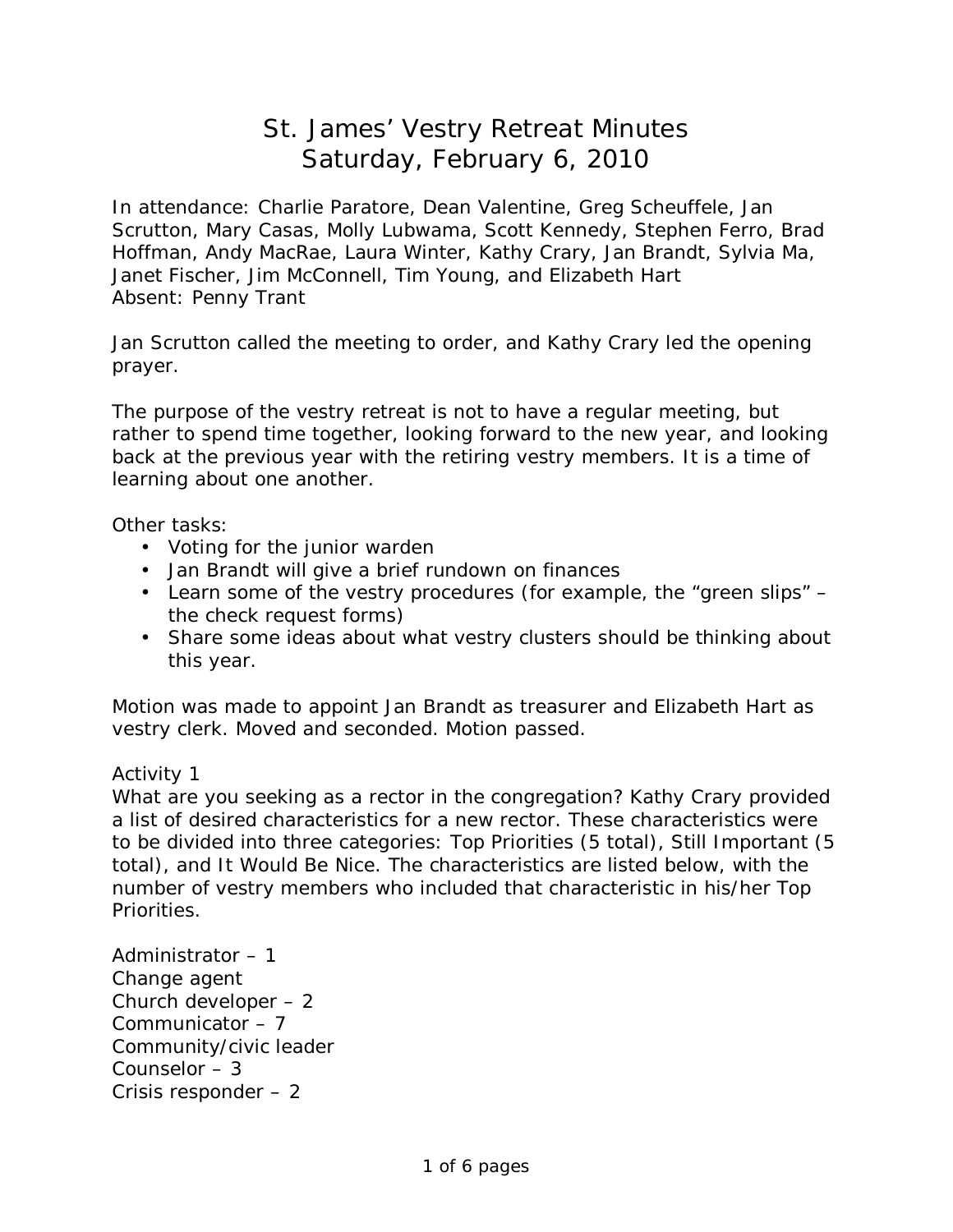# St. James' Vestry Retreat Minutes
# Saturday, February 6, 2010

In attendance: Charlie Paratore, Dean Valentine, Greg Scheuffele, Jan Scrutton, Mary Casas, Molly Lubwama, Scott Kennedy, Stephen Ferro, Brad Hoffman, Andy MacRae, Laura Winter, Kathy Crary, Jan Brandt, Sylvia Ma, Janet Fischer, Jim McConnell, Tim Young, and Elizabeth Hart
Absent: Penny Trant

Jan Scrutton called the meeting to order, and Kathy Crary led the opening prayer.

The purpose of the vestry retreat is not to have a regular meeting, but rather to spend time together, looking forward to the new year, and looking back at the previous year with the retiring vestry members. It is a time of learning about one another.

Other tasks:

- Voting for the junior warden
- Jan Brandt will give a brief rundown on finances
- Learn some of the vestry procedures (for example, the "green slips" – the check request forms)
- Share some ideas about what vestry clusters should be thinking about this year.

Motion was made to appoint Jan Brandt as treasurer and Elizabeth Hart as vestry clerk. Moved and seconded. Motion passed.

Activity 1
What are you seeking as a rector in the congregation? Kathy Crary provided a list of desired characteristics for a new rector. These characteristics were to be divided into three categories: Top Priorities (5 total), Still Important (5 total), and It Would Be Nice. The characteristics are listed below, with the number of vestry members who included that characteristic in his/her Top Priorities.

Administrator – 1
Change agent
Church developer – 2
Communicator – 7
Community/civic leader
Counselor – 3
Crisis responder – 2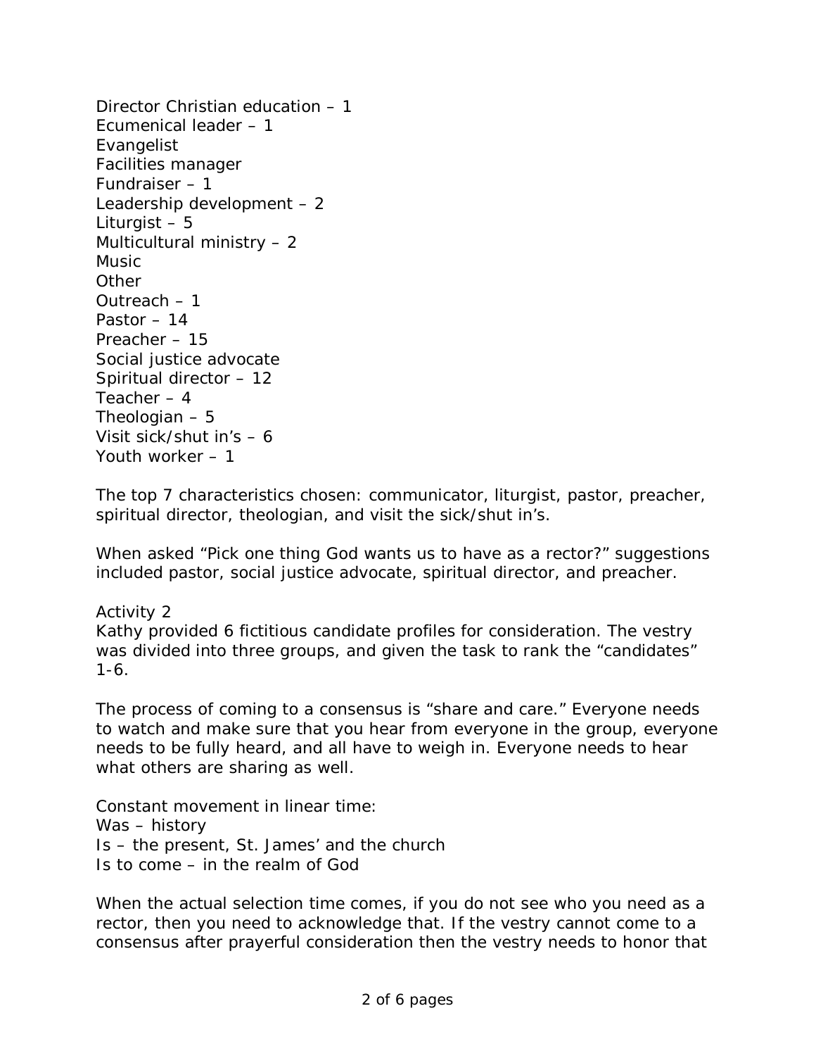Director Christian education – 1
Ecumenical leader – 1
Evangelist
Facilities manager
Fundraiser – 1
Leadership development – 2
Liturgist – 5
Multicultural ministry – 2
Music
Other
Outreach – 1
Pastor – 14
Preacher – 15
Social justice advocate
Spiritual director – 12
Teacher – 4
Theologian – 5
Visit sick/shut in's – 6
Youth worker – 1

The top 7 characteristics chosen: communicator, liturgist, pastor, preacher, spiritual director, theologian, and visit the sick/shut in's.

When asked "Pick one thing God wants us to have as a rector?" suggestions included pastor, social justice advocate, spiritual director, and preacher.

Activity 2
Kathy provided 6 fictitious candidate profiles for consideration. The vestry was divided into three groups, and given the task to rank the "candidates" 1-6.

The process of coming to a consensus is "share and care." Everyone needs to watch and make sure that you hear from everyone in the group, everyone needs to be fully heard, and all have to weigh in. Everyone needs to hear what others are sharing as well.

Constant movement in linear time:
Was – history
Is – the present, St. James' and the church
Is to come – in the realm of God

When the actual selection time comes, if you do not see who you need as a rector, then you need to acknowledge that. If the vestry cannot come to a consensus after prayerful consideration then the vestry needs to honor that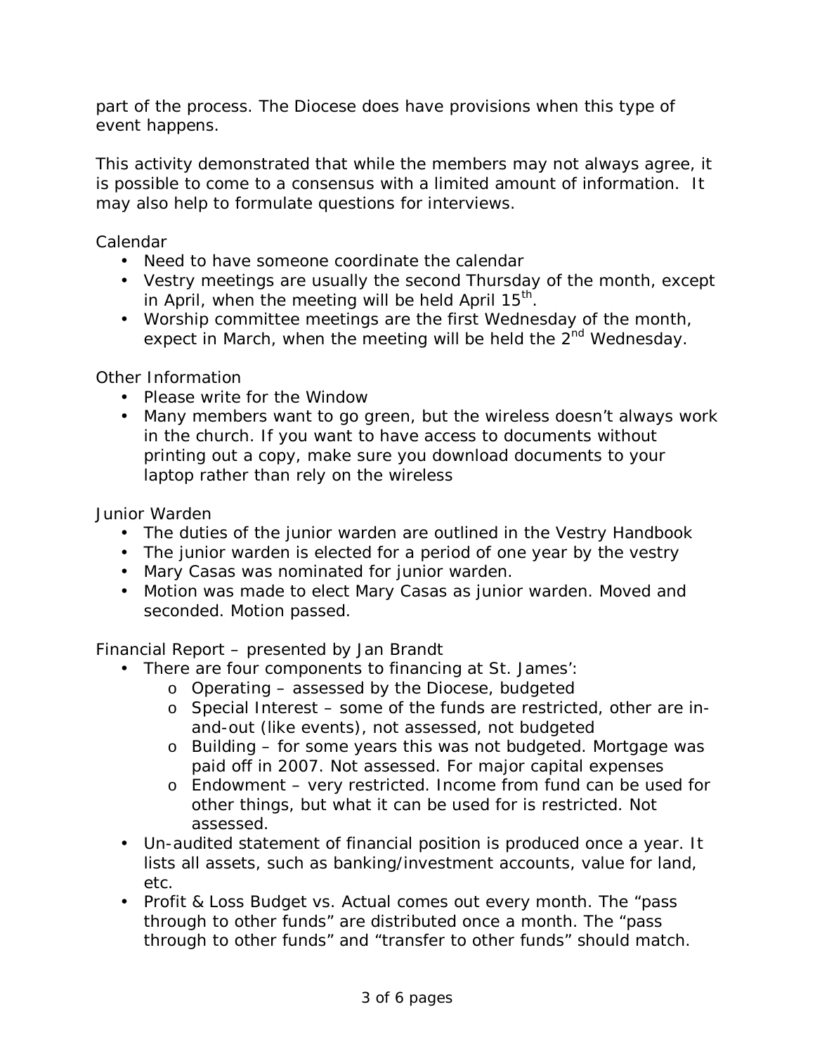part of the process. The Diocese does have provisions when this type of event happens.

This activity demonstrated that while the members may not always agree, it is possible to come to a consensus with a limited amount of information. It may also help to formulate questions for interviews.

Calendar

- Need to have someone coordinate the calendar
- Vestry meetings are usually the second Thursday of the month, except in April, when the meeting will be held April 15th.
- Worship committee meetings are the first Wednesday of the month, expect in March, when the meeting will be held the 2nd Wednesday.

Other Information

- Please write for the Window
- Many members want to go green, but the wireless doesn't always work in the church. If you want to have access to documents without printing out a copy, make sure you download documents to your laptop rather than rely on the wireless

Junior Warden

- The duties of the junior warden are outlined in the Vestry Handbook
- The junior warden is elected for a period of one year by the vestry
- Mary Casas was nominated for junior warden.
- Motion was made to elect Mary Casas as junior warden. Moved and seconded. Motion passed.

Financial Report – presented by Jan Brandt

- There are four components to financing at St. James':
  - Operating – assessed by the Diocese, budgeted
  - Special Interest – some of the funds are restricted, other are in-and-out (like events), not assessed, not budgeted
  - Building – for some years this was not budgeted. Mortgage was paid off in 2007. Not assessed. For major capital expenses
  - Endowment – very restricted. Income from fund can be used for other things, but what it can be used for is restricted. Not assessed.
- Un-audited statement of financial position is produced once a year. It lists all assets, such as banking/investment accounts, value for land, etc.
- Profit & Loss Budget vs. Actual comes out every month. The "pass through to other funds" are distributed once a month. The "pass through to other funds" and "transfer to other funds" should match.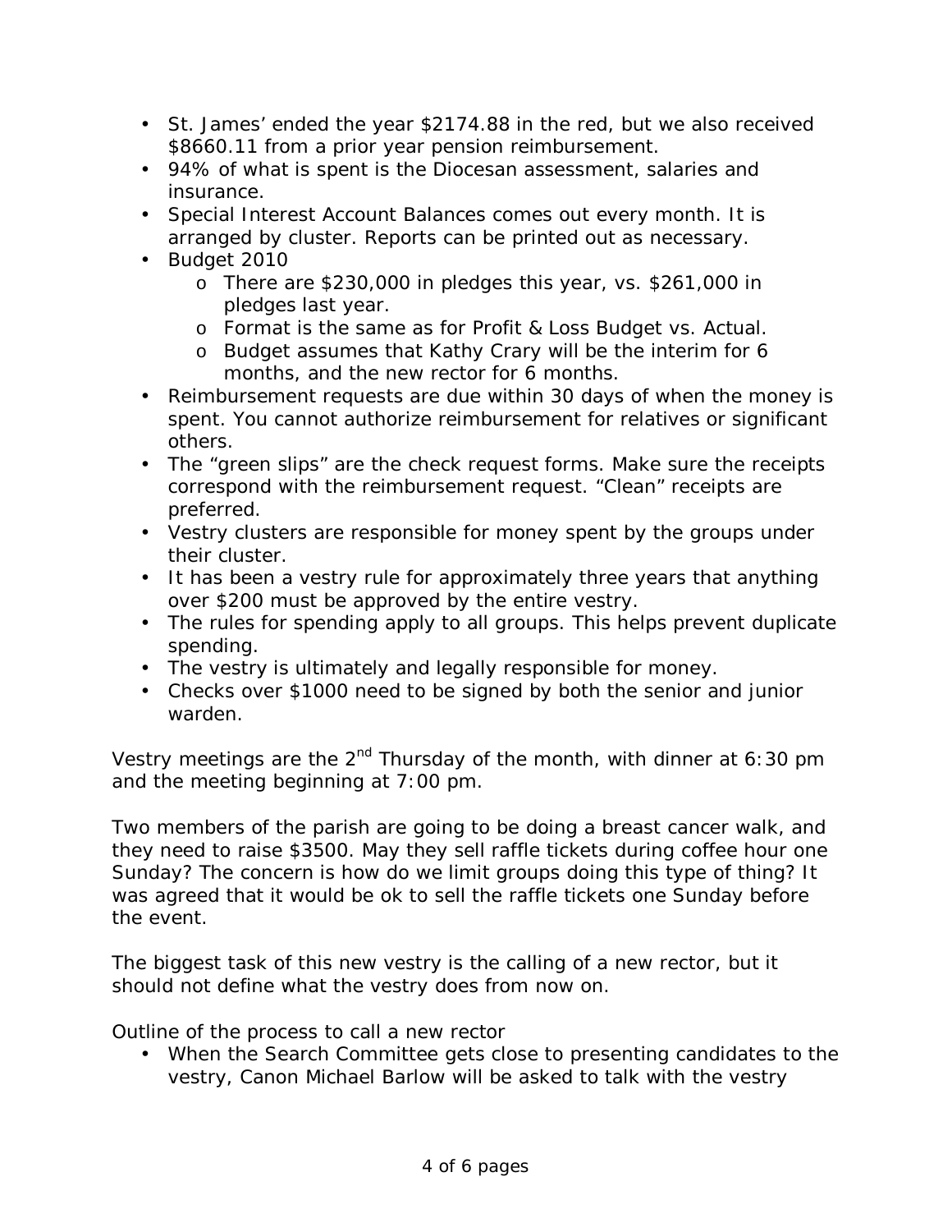- St. James' ended the year $2174.88 in the red, but we also received $8660.11 from a prior year pension reimbursement.
- 94% of what is spent is the Diocesan assessment, salaries and insurance.
- Special Interest Account Balances comes out every month. It is arranged by cluster. Reports can be printed out as necessary.
- Budget 2010
  - There are $230,000 in pledges this year, vs. $261,000 in pledges last year.
  - Format is the same as for Profit & Loss Budget vs. Actual.
  - Budget assumes that Kathy Crary will be the interim for 6 months, and the new rector for 6 months.
- Reimbursement requests are due within 30 days of when the money is spent. You cannot authorize reimbursement for relatives or significant others.
- The "green slips" are the check request forms. Make sure the receipts correspond with the reimbursement request. "Clean" receipts are preferred.
- Vestry clusters are responsible for money spent by the groups under their cluster.
- It has been a vestry rule for approximately three years that anything over $200 must be approved by the entire vestry.
- The rules for spending apply to all groups. This helps prevent duplicate spending.
- The vestry is ultimately and legally responsible for money.
- Checks over $1000 need to be signed by both the senior and junior warden.

Vestry meetings are the 2nd Thursday of the month, with dinner at 6:30 pm and the meeting beginning at 7:00 pm.

Two members of the parish are going to be doing a breast cancer walk, and they need to raise $3500. May they sell raffle tickets during coffee hour one Sunday? The concern is how do we limit groups doing this type of thing? It was agreed that it would be ok to sell the raffle tickets one Sunday before the event.

The biggest task of this new vestry is the calling of a new rector, but it should not define what the vestry does from now on.

Outline of the process to call a new rector

- When the Search Committee gets close to presenting candidates to the vestry, Canon Michael Barlow will be asked to talk with the vestry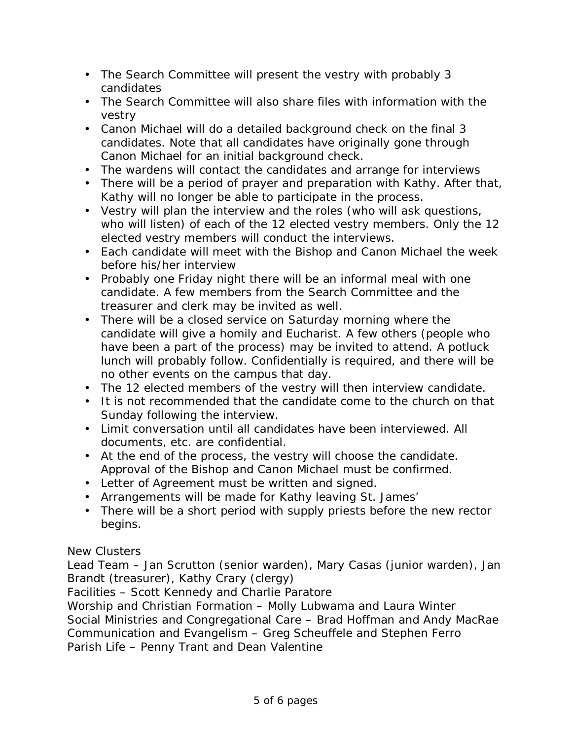- The Search Committee will present the vestry with probably 3 candidates
- The Search Committee will also share files with information with the vestry
- Canon Michael will do a detailed background check on the final 3 candidates. Note that all candidates have originally gone through Canon Michael for an initial background check.
- The wardens will contact the candidates and arrange for interviews
- There will be a period of prayer and preparation with Kathy. After that, Kathy will no longer be able to participate in the process.
- Vestry will plan the interview and the roles (who will ask questions, who will listen) of each of the 12 elected vestry members. Only the 12 elected vestry members will conduct the interviews.
- Each candidate will meet with the Bishop and Canon Michael the week before his/her interview
- Probably one Friday night there will be an informal meal with one candidate. A few members from the Search Committee and the treasurer and clerk may be invited as well.
- There will be a closed service on Saturday morning where the candidate will give a homily and Eucharist. A few others (people who have been a part of the process) may be invited to attend. A potluck lunch will probably follow. Confidentially is required, and there will be no other events on the campus that day.
- The 12 elected members of the vestry will then interview candidate.
- It is not recommended that the candidate come to the church on that Sunday following the interview.
- Limit conversation until all candidates have been interviewed. All documents, etc. are confidential.
- At the end of the process, the vestry will choose the candidate. Approval of the Bishop and Canon Michael must be confirmed.
- Letter of Agreement must be written and signed.
- Arrangements will be made for Kathy leaving St. James'
- There will be a short period with supply priests before the new rector begins.

New Clusters

Lead Team – Jan Scrutton (senior warden), Mary Casas (junior warden), Jan Brandt (treasurer), Kathy Crary (clergy)
Facilities – Scott Kennedy and Charlie Paratore
Worship and Christian Formation – Molly Lubwama and Laura Winter
Social Ministries and Congregational Care – Brad Hoffman and Andy MacRae
Communication and Evangelism – Greg Scheuffele and Stephen Ferro
Parish Life – Penny Trant and Dean Valentine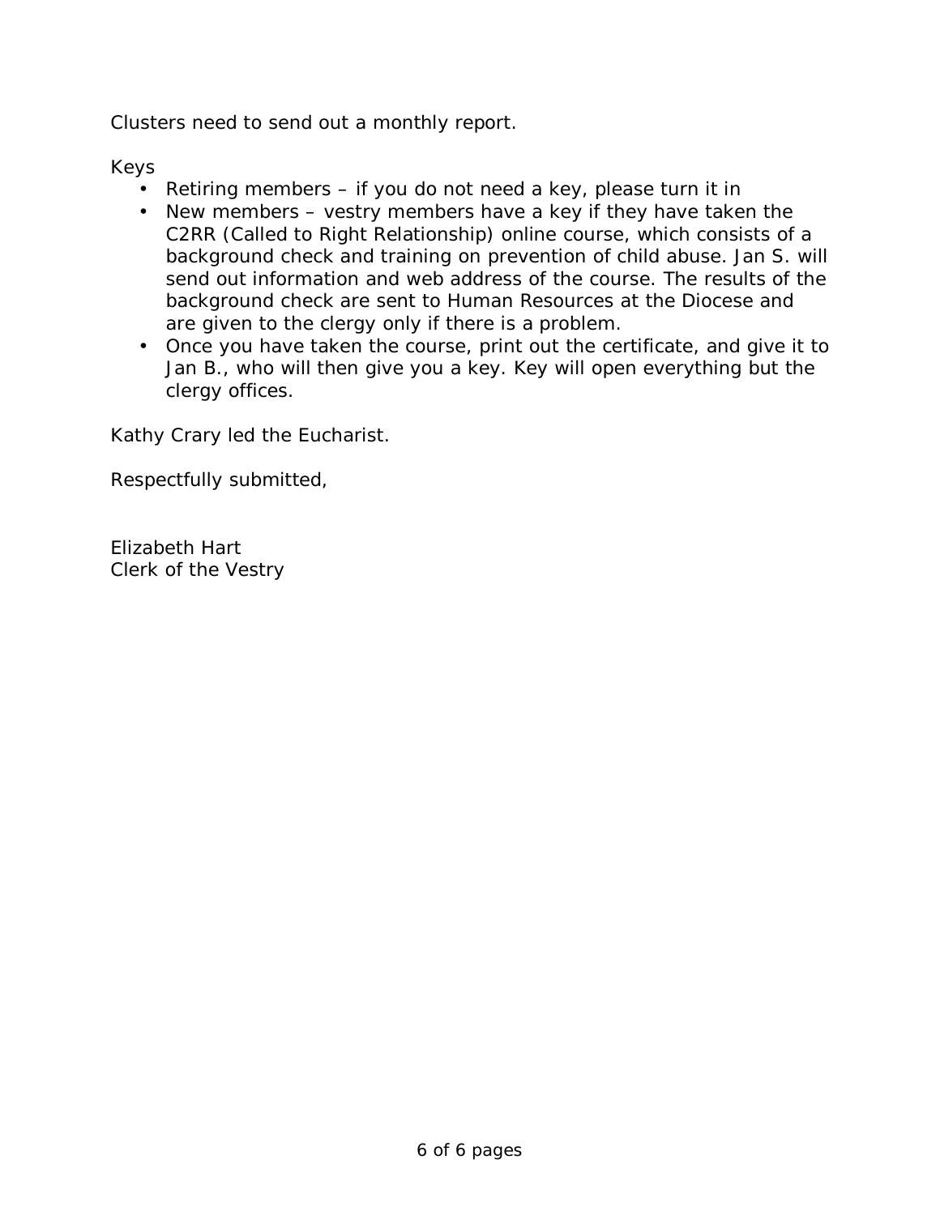Clusters need to send out a monthly report.

Keys

- Retiring members – if you do not need a key, please turn it in
- New members – vestry members have a key if they have taken the C2RR (Called to Right Relationship) online course, which consists of a background check and training on prevention of child abuse. Jan S. will send out information and web address of the course. The results of the background check are sent to Human Resources at the Diocese and are given to the clergy only if there is a problem.
- Once you have taken the course, print out the certificate, and give it to Jan B., who will then give you a key. Key will open everything but the clergy offices.

Kathy Crary led the Eucharist.

Respectfully submitted,

Elizabeth Hart
Clerk of the Vestry